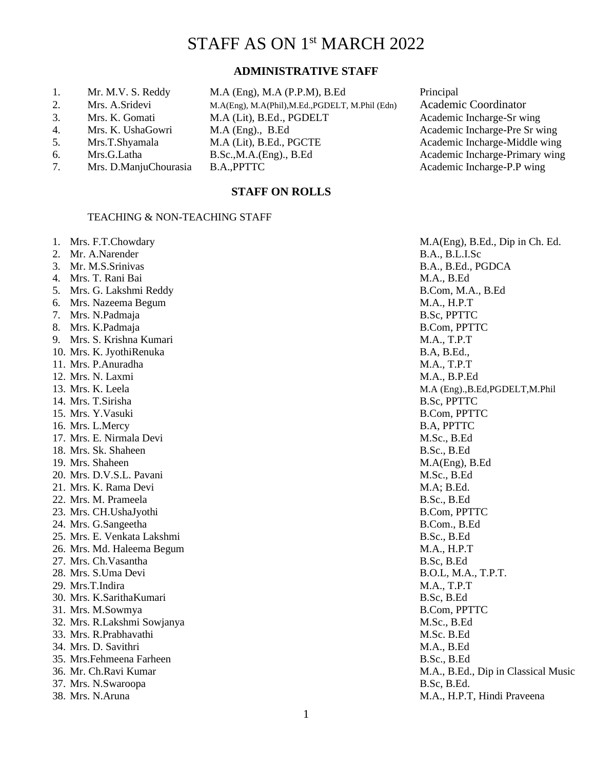# STAFF AS ON 1st MARCH 2022

## ADMINISTRATIVE STAFF

| No. | Name | Qualification | Designation |
|---|---|---|---|
| 1. | Mr. M.V. S. Reddy | M.A (Eng), M.A (P.P.M), B.Ed | Principal |
| 2. | Mrs. A.Sridevi | M.A(Eng), M.A(Phil),M.Ed.,PGDELT, M.Phil (Edn) | Academic Coordinator |
| 3. | Mrs. K. Gomati | M.A (Lit), B.Ed., PGDELT | Academic Incharge-Sr wing |
| 4. | Mrs. K. UshaGowri | M.A (Eng)., B.Ed | Academic Incharge-Pre Sr wing |
| 5. | Mrs.T.Shyamala | M.A (Lit), B.Ed., PGCTE | Academic Incharge-Middle wing |
| 6. | Mrs.G.Latha | B.Sc.,M.A.(Eng)., B.Ed | Academic Incharge-Primary wing |
| 7. | Mrs. D.ManjuChourasia | B.A.,PPTTC | Academic Incharge-P.P wing |

## STAFF ON ROLLS

TEACHING & NON-TEACHING STAFF

| No. | Name | Qualification |
|---|---|---|
| 1. | Mrs. F.T.Chowdary | M.A(Eng), B.Ed., Dip in Ch. Ed. |
| 2. | Mr. A.Narender | B.A., B.L.I.Sc |
| 3. | Mr. M.S.Srinivas | B.A., B.Ed., PGDCA |
| 4. | Mrs. T. Rani Bai | M.A., B.Ed |
| 5. | Mrs. G. Lakshmi Reddy | B.Com, M.A., B.Ed |
| 6. | Mrs. Nazeema Begum | M.A., H.P.T |
| 7. | Mrs. N.Padmaja | B.Sc, PPTTC |
| 8. | Mrs. K.Padmaja | B.Com, PPTTC |
| 9. | Mrs. S. Krishna Kumari | M.A., T.P.T |
| 10. | Mrs. K. JyothiRenuka | B.A, B.Ed., |
| 11. | Mrs. P.Anuradha | M.A., T.P.T |
| 12. | Mrs. N. Laxmi | M.A., B.P.Ed |
| 13. | Mrs. K. Leela | M.A (Eng).,B.Ed,PGDELT,M.Phil |
| 14. | Mrs. T.Sirisha | B.Sc, PPTTC |
| 15. | Mrs. Y.Vasuki | B.Com, PPTTC |
| 16. | Mrs. L.Mercy | B.A, PPTTC |
| 17. | Mrs. E. Nirmala Devi | M.Sc., B.Ed |
| 18. | Mrs. Sk. Shaheen | B.Sc., B.Ed |
| 19. | Mrs. Shaheen | M.A(Eng), B.Ed |
| 20. | Mrs. D.V.S.L. Pavani | M.Sc., B.Ed |
| 21. | Mrs. K. Rama Devi | M.A; B.Ed. |
| 22. | Mrs. M. Prameela | B.Sc., B.Ed |
| 23. | Mrs. CH.UshaJyothi | B.Com, PPTTC |
| 24. | Mrs. G.Sangeetha | B.Com., B.Ed |
| 25. | Mrs. E. Venkata Lakshmi | B.Sc., B.Ed |
| 26. | Mrs. Md. Haleema Begum | M.A., H.P.T |
| 27. | Mrs. Ch.Vasantha | B.Sc, B.Ed |
| 28. | Mrs. S.Uma Devi | B.O.L, M.A., T.P.T. |
| 29. | Mrs.T.Indira | M.A., T.P.T |
| 30. | Mrs. K.SarithaKumari | B.Sc, B.Ed |
| 31. | Mrs. M.Sowmya | B.Com, PPTTC |
| 32. | Mrs. R.Lakshmi Sowjanya | M.Sc., B.Ed |
| 33. | Mrs. R.Prabhavathi | M.Sc. B.Ed |
| 34. | Mrs. D. Savithri | M.A., B.Ed |
| 35. | Mrs.Fehmeena Farheen | B.Sc., B.Ed |
| 36. | Mr. Ch.Ravi Kumar | M.A., B.Ed., Dip in Classical Music |
| 37. | Mrs. N.Swaroopa | B.Sc, B.Ed. |
| 38. | Mrs. N.Aruna | M.A., H.P.T, Hindi Praveena |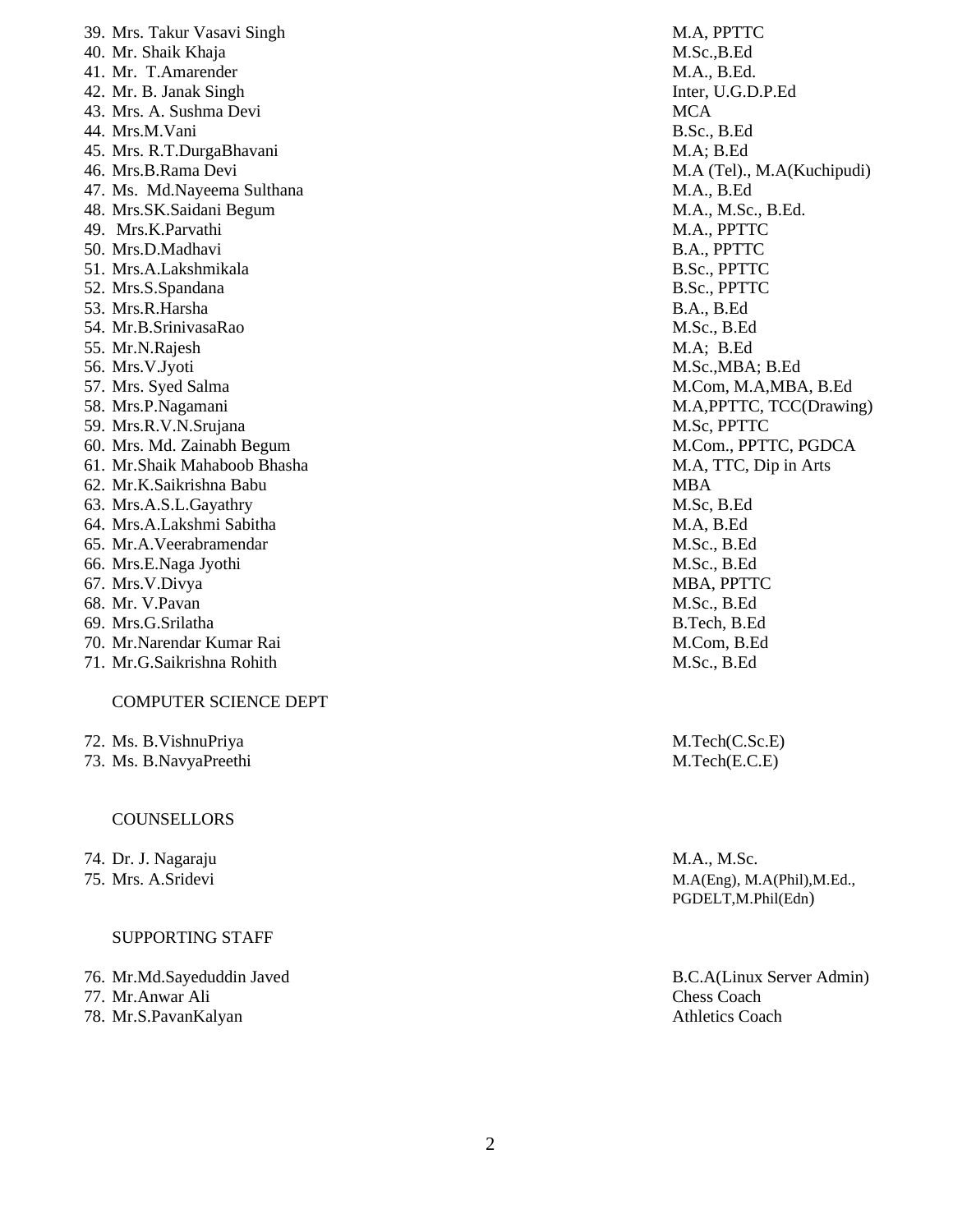| No. | Name | Qualification |
|---|---|---|
| 39. | Mrs. Takur Vasavi Singh | M.A, PPTTC |
| 40. | Mr. Shaik Khaja | M.Sc.,B.Ed |
| 41. | Mr. T.Amarender | M.A., B.Ed. |
| 42. | Mr. B. Janak Singh | Inter, U.G.D.P.Ed |
| 43. | Mrs. A. Sushma Devi | MCA |
| 44. | Mrs.M.Vani | B.Sc., B.Ed |
| 45. | Mrs. R.T.DurgaBhavani | M.A; B.Ed |
| 46. | Mrs.B.Rama Devi | M.A (Tel)., M.A(Kuchipudi) |
| 47. | Ms. Md.Nayeema Sulthana | M.A., B.Ed |
| 48. | Mrs.SK.Saidani Begum | M.A., M.Sc., B.Ed. |
| 49. | Mrs.K.Parvathi | M.A., PPTTC |
| 50. | Mrs.D.Madhavi | B.A., PPTTC |
| 51. | Mrs.A.Lakshmikala | B.Sc., PPTTC |
| 52. | Mrs.S.Spandana | B.Sc., PPTTC |
| 53. | Mrs.R.Harsha | B.A., B.Ed |
| 54. | Mr.B.SrinivasaRao | M.Sc., B.Ed |
| 55. | Mr.N.Rajesh | M.A; B.Ed |
| 56. | Mrs.V.Jyoti | M.Sc.,MBA; B.Ed |
| 57. | Mrs. Syed Salma | M.Com, M.A,MBA, B.Ed |
| 58. | Mrs.P.Nagamani | M.A,PPTTC, TCC(Drawing) |
| 59. | Mrs.R.V.N.Srujana | M.Sc, PPTTC |
| 60. | Mrs. Md. Zainabh Begum | M.Com., PPTTC, PGDCA |
| 61. | Mr.Shaik Mahaboob Bhasha | M.A, TTC, Dip in Arts |
| 62. | Mr.K.Saikrishna Babu | MBA |
| 63. | Mrs.A.S.L.Gayathry | M.Sc, B.Ed |
| 64. | Mrs.A.Lakshmi Sabitha | M.A, B.Ed |
| 65. | Mr.A.Veerabramendar | M.Sc., B.Ed |
| 66. | Mrs.E.Naga Jyothi | M.Sc., B.Ed |
| 67. | Mrs.V.Divya | MBA, PPTTC |
| 68. | Mr. V.Pavan | M.Sc., B.Ed |
| 69. | Mrs.G.Srilatha | B.Tech, B.Ed |
| 70. | Mr.Narendar Kumar Rai | M.Com, B.Ed |
| 71. | Mr.G.Saikrishna Rohith | M.Sc., B.Ed |

COMPUTER SCIENCE DEPT

| No. | Name | Qualification |
|---|---|---|
| 72. | Ms. B.VishnuPriya | M.Tech(C.Sc.E) |
| 73. | Ms. B.NavyaPreethi | M.Tech(E.C.E) |

COUNSELLORS

| No. | Name | Qualification |
|---|---|---|
| 74. | Dr. J. Nagaraju | M.A., M.Sc. |
| 75. | Mrs. A.Sridevi | M.A(Eng), M.A(Phil),M.Ed., PGDELT,M.Phil(Edn) |

SUPPORTING STAFF

| No. | Name | Qualification |
|---|---|---|
| 76. | Mr.Md.Sayeduddin Javed | B.C.A(Linux Server Admin) |
| 77. | Mr.Anwar Ali | Chess Coach |
| 78. | Mr.S.PavanKalyan | Athletics Coach |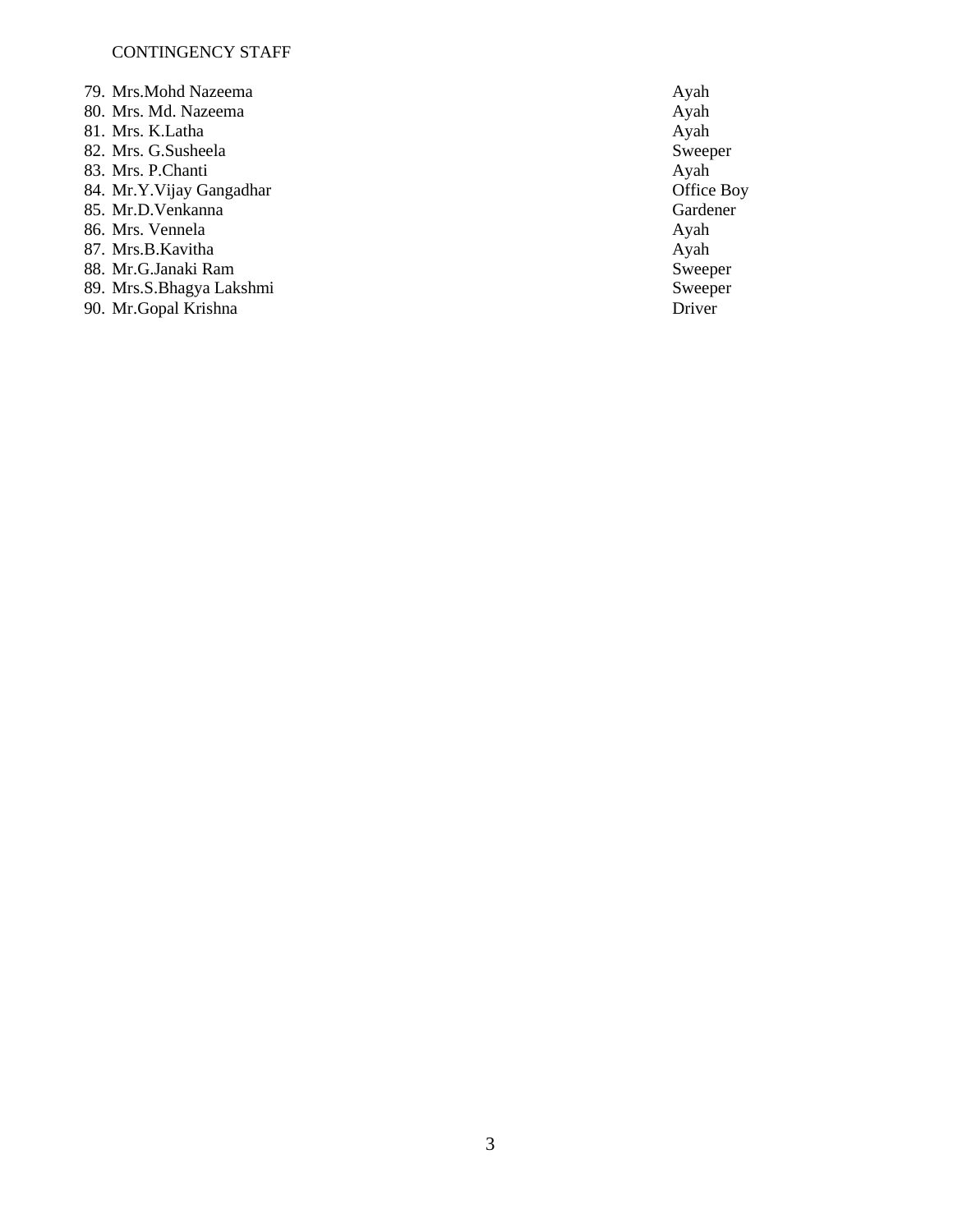CONTINGENCY STAFF

| | | |
|---|---|---|
| 79. | Mrs.Mohd Nazeema | Ayah |
| 80. | Mrs. Md. Nazeema | Ayah |
| 81. | Mrs. K.Latha | Ayah |
| 82. | Mrs. G.Susheela | Sweeper |
| 83. | Mrs. P.Chanti | Ayah |
| 84. | Mr.Y.Vijay Gangadhar | Office Boy |
| 85. | Mr.D.Venkanna | Gardener |
| 86. | Mrs. Vennela | Ayah |
| 87. | Mrs.B.Kavitha | Ayah |
| 88. | Mr.G.Janaki Ram | Sweeper |
| 89. | Mrs.S.Bhagya Lakshmi | Sweeper |
| 90. | Mr.Gopal Krishna | Driver |